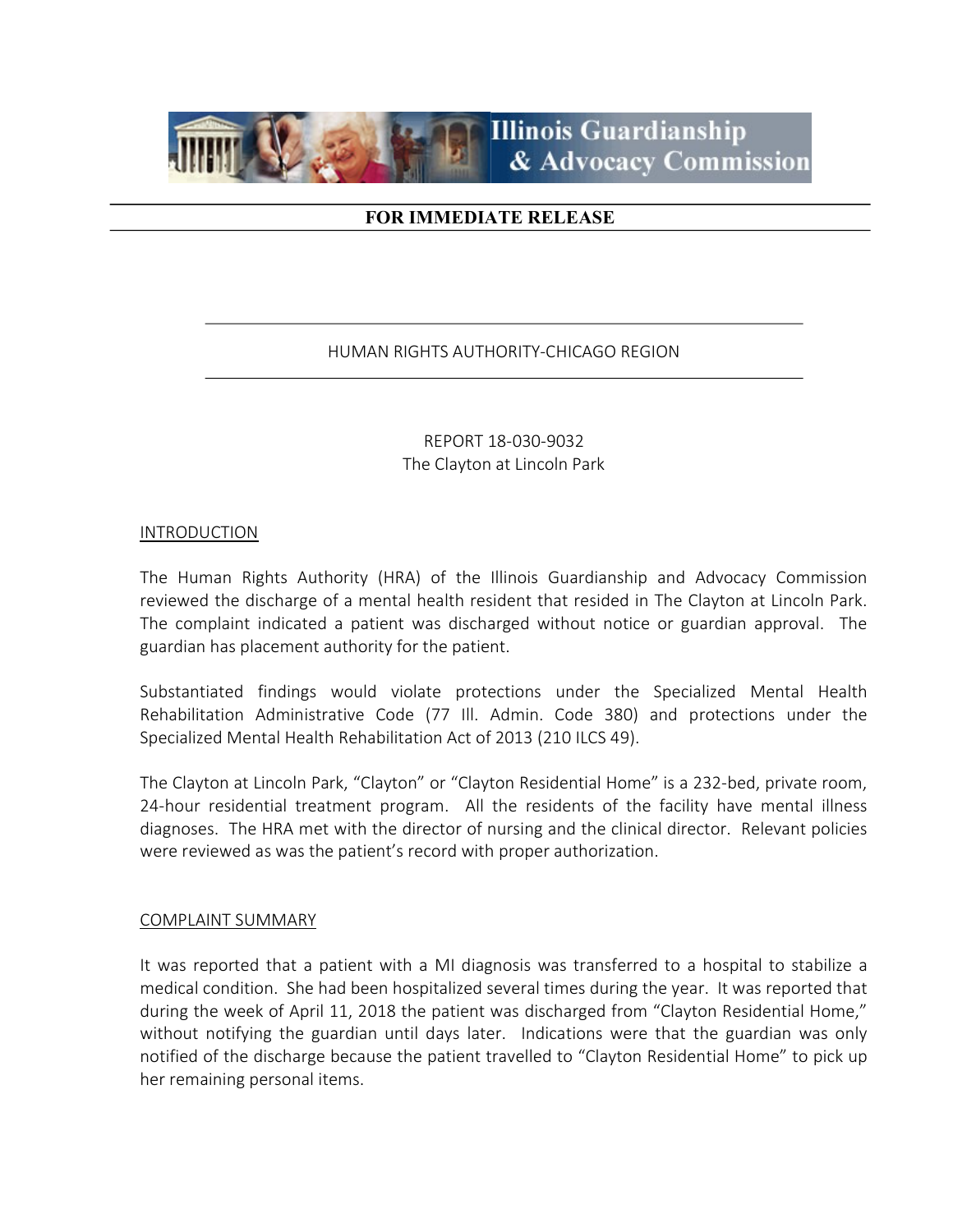**Illinois Guardianship & Advocacy Commission**

**FOR IMMEDIATE RELEASE**

HUMAN RIGHTS AUTHORITY-CHICAGO REGION

REPORT 18-030-9032
The Clayton at Lincoln Park

## INTRODUCTION

The Human Rights Authority (HRA) of the Illinois Guardianship and Advocacy Commission reviewed the discharge of a mental health resident that resided in The Clayton at Lincoln Park. The complaint indicated a patient was discharged without notice or guardian approval. The guardian has placement authority for the patient.

Substantiated findings would violate protections under the Specialized Mental Health Rehabilitation Administrative Code (77 Ill. Admin. Code 380) and protections under the Specialized Mental Health Rehabilitation Act of 2013 (210 ILCS 49).

The Clayton at Lincoln Park, "Clayton" or "Clayton Residential Home" is a 232-bed, private room, 24-hour residential treatment program. All the residents of the facility have mental illness diagnoses. The HRA met with the director of nursing and the clinical director. Relevant policies were reviewed as was the patient's record with proper authorization.

## COMPLAINT SUMMARY

It was reported that a patient with a MI diagnosis was transferred to a hospital to stabilize a medical condition. She had been hospitalized several times during the year. It was reported that during the week of April 11, 2018 the patient was discharged from "Clayton Residential Home," without notifying the guardian until days later. Indications were that the guardian was only notified of the discharge because the patient travelled to "Clayton Residential Home" to pick up her remaining personal items.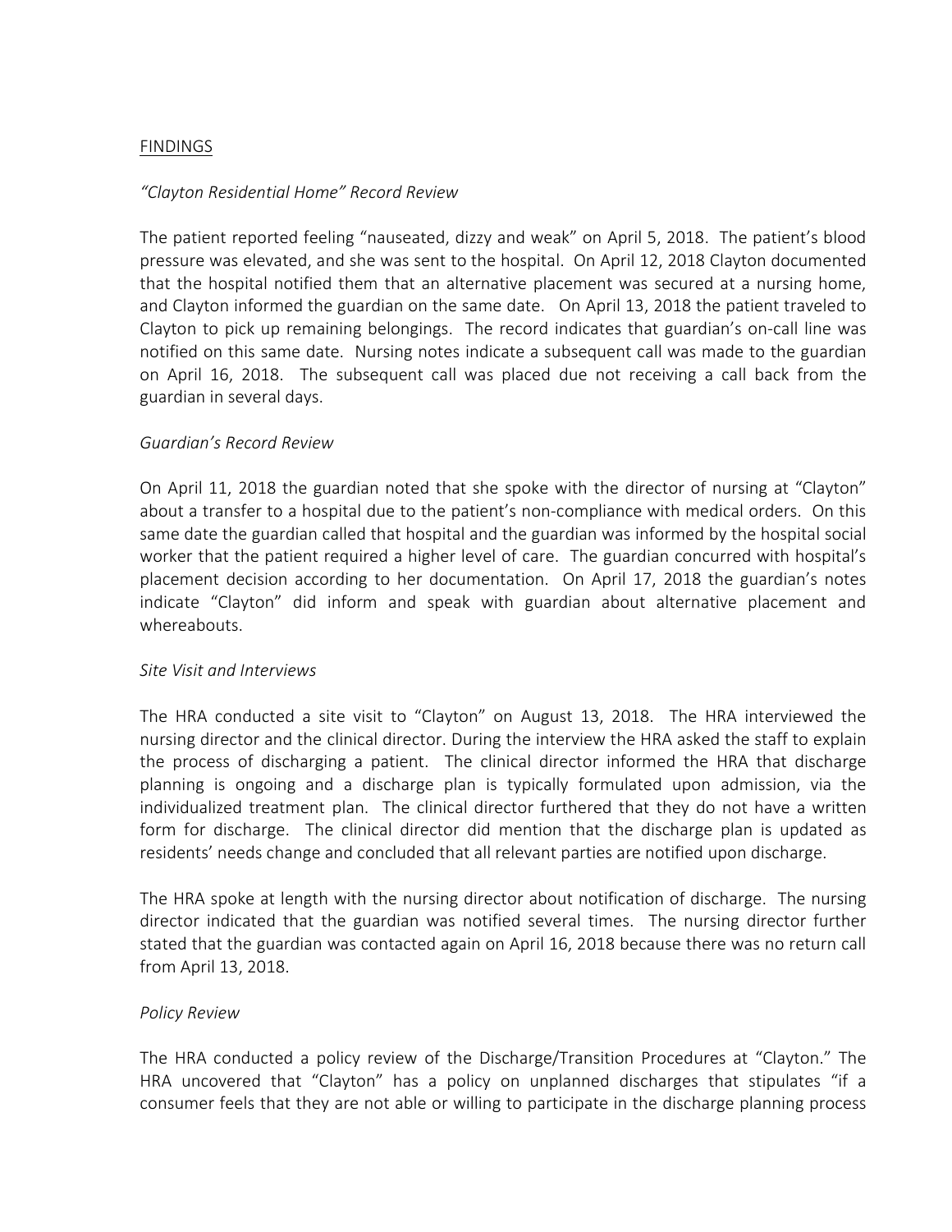FINDINGS

*"Clayton Residential Home" Record Review*

The patient reported feeling "nauseated, dizzy and weak" on April 5, 2018. The patient's blood pressure was elevated, and she was sent to the hospital. On April 12, 2018 Clayton documented that the hospital notified them that an alternative placement was secured at a nursing home, and Clayton informed the guardian on the same date. On April 13, 2018 the patient traveled to Clayton to pick up remaining belongings. The record indicates that guardian's on-call line was notified on this same date. Nursing notes indicate a subsequent call was made to the guardian on April 16, 2018. The subsequent call was placed due not receiving a call back from the guardian in several days.

*Guardian's Record Review*

On April 11, 2018 the guardian noted that she spoke with the director of nursing at "Clayton" about a transfer to a hospital due to the patient's non-compliance with medical orders. On this same date the guardian called that hospital and the guardian was informed by the hospital social worker that the patient required a higher level of care. The guardian concurred with hospital's placement decision according to her documentation. On April 17, 2018 the guardian's notes indicate "Clayton" did inform and speak with guardian about alternative placement and whereabouts.

*Site Visit and Interviews*

The HRA conducted a site visit to "Clayton" on August 13, 2018. The HRA interviewed the nursing director and the clinical director. During the interview the HRA asked the staff to explain the process of discharging a patient. The clinical director informed the HRA that discharge planning is ongoing and a discharge plan is typically formulated upon admission, via the individualized treatment plan. The clinical director furthered that they do not have a written form for discharge. The clinical director did mention that the discharge plan is updated as residents' needs change and concluded that all relevant parties are notified upon discharge.

The HRA spoke at length with the nursing director about notification of discharge. The nursing director indicated that the guardian was notified several times. The nursing director further stated that the guardian was contacted again on April 16, 2018 because there was no return call from April 13, 2018.

*Policy Review*

The HRA conducted a policy review of the Discharge/Transition Procedures at "Clayton." The HRA uncovered that "Clayton" has a policy on unplanned discharges that stipulates "if a consumer feels that they are not able or willing to participate in the discharge planning process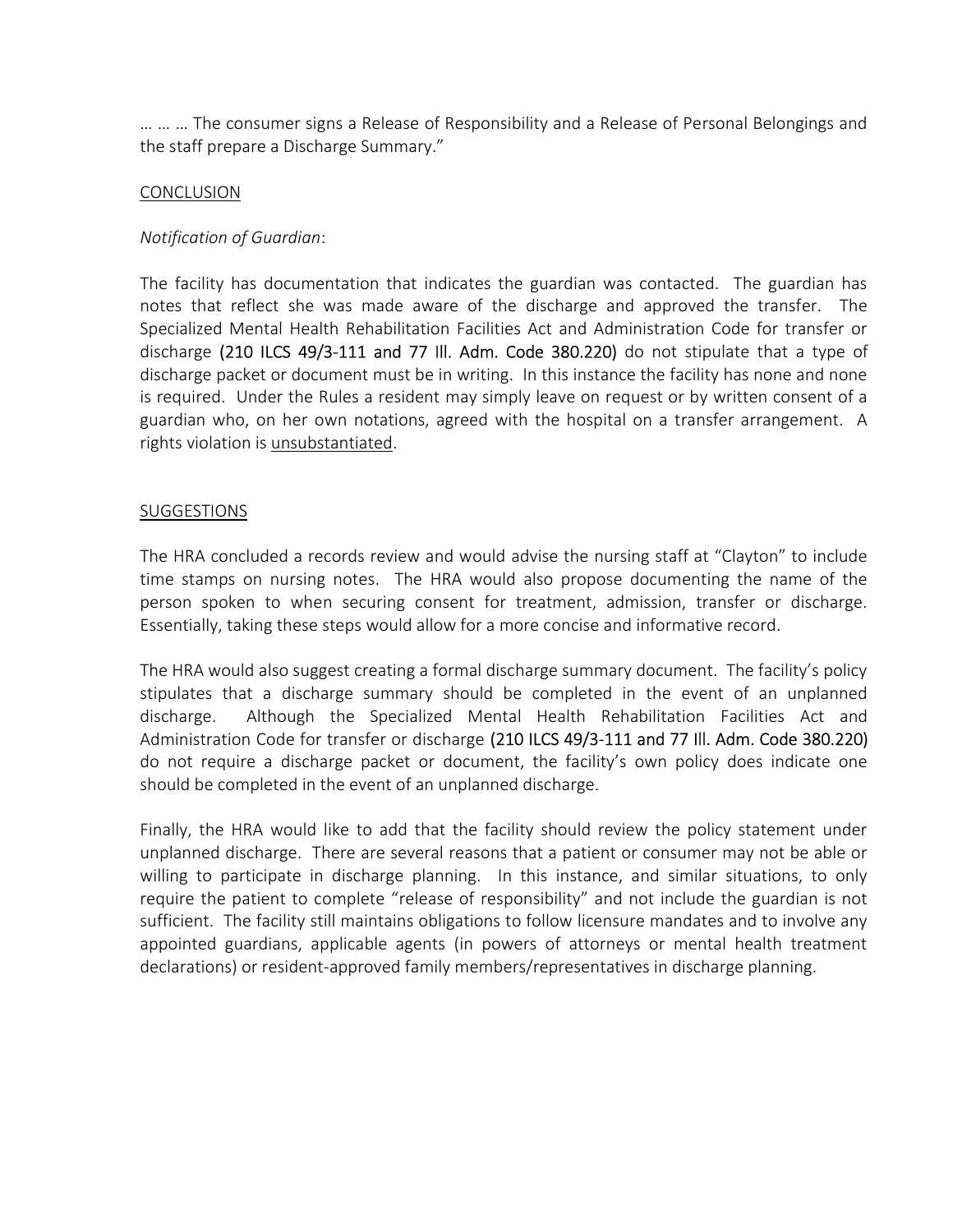… … … The consumer signs a Release of Responsibility and a Release of Personal Belongings and the staff prepare a Discharge Summary."

CONCLUSION

*Notification of Guardian*:

The facility has documentation that indicates the guardian was contacted. The guardian has notes that reflect she was made aware of the discharge and approved the transfer. The Specialized Mental Health Rehabilitation Facilities Act and Administration Code for transfer or discharge (210 ILCS 49/3-111 and 77 Ill. Adm. Code 380.220) do not stipulate that a type of discharge packet or document must be in writing. In this instance the facility has none and none is required. Under the Rules a resident may simply leave on request or by written consent of a guardian who, on her own notations, agreed with the hospital on a transfer arrangement. A rights violation is unsubstantiated.

SUGGESTIONS

The HRA concluded a records review and would advise the nursing staff at "Clayton" to include time stamps on nursing notes. The HRA would also propose documenting the name of the person spoken to when securing consent for treatment, admission, transfer or discharge. Essentially, taking these steps would allow for a more concise and informative record.

The HRA would also suggest creating a formal discharge summary document. The facility's policy stipulates that a discharge summary should be completed in the event of an unplanned discharge. Although the Specialized Mental Health Rehabilitation Facilities Act and Administration Code for transfer or discharge (210 ILCS 49/3-111 and 77 Ill. Adm. Code 380.220) do not require a discharge packet or document, the facility's own policy does indicate one should be completed in the event of an unplanned discharge.

Finally, the HRA would like to add that the facility should review the policy statement under unplanned discharge. There are several reasons that a patient or consumer may not be able or willing to participate in discharge planning. In this instance, and similar situations, to only require the patient to complete "release of responsibility" and not include the guardian is not sufficient. The facility still maintains obligations to follow licensure mandates and to involve any appointed guardians, applicable agents (in powers of attorneys or mental health treatment declarations) or resident-approved family members/representatives in discharge planning.